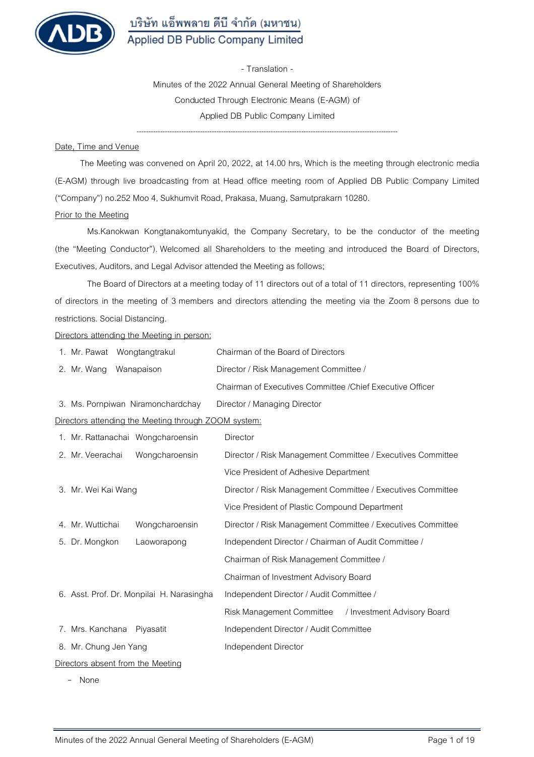บริษัท แอ็พพลาย ดีบี จำกัด (มหาชน)
Applied DB Public Company Limited

- Translation -

Minutes of the 2022 Annual General Meeting of Shareholders
Conducted Through Electronic Means (E-AGM) of
Applied DB Public Company Limited

---

**Date, Time and Venue**

The Meeting was convened on April 20, 2022, at 14.00 hrs, Which is the meeting through electronic media (E-AGM) through live broadcasting from at Head office meeting room of Applied DB Public Company Limited ("Company") no.252 Moo 4, Sukhumvit Road, Prakasa, Muang, Samutprakarn 10280.

**Prior to the Meeting**

Ms.Kanokwan Kongtanakomtunyakid, the Company Secretary, to be the conductor of the meeting (the "Meeting Conductor"). Welcomed all Shareholders to the meeting and introduced the Board of Directors, Executives, Auditors, and Legal Advisor attended the Meeting as follows;

The Board of Directors at a meeting today of 11 directors out of a total of 11 directors, representing 100% of directors in the meeting of 3 members and directors attending the meeting via the Zoom 8 persons due to restrictions. Social Distancing.

**Directors attending the Meeting in person:**

1. Mr. Pawat Wongtangtrakul — Chairman of the Board of Directors
2. Mr. Wang Wanapaison — Director / Risk Management Committee / Chairman of Executives Committee /Chief Executive Officer
3. Ms. Pornpiwan Niramonchardchay — Director / Managing Director

**Directors attending the Meeting through ZOOM system:**

1. Mr. Rattanachai Wongcharoensin — Director
2. Mr. Veerachai Wongcharoensin — Director / Risk Management Committee / Executives Committee Vice President of Adhesive Department
3. Mr. Wei Kai Wang — Director / Risk Management Committee / Executives Committee Vice President of Plastic Compound Department
4. Mr. Wuttichai Wongcharoensin — Director / Risk Management Committee / Executives Committee
5. Dr. Mongkon Laoworapong — Independent Director / Chairman of Audit Committee / Chairman of Risk Management Committee / Chairman of Investment Advisory Board
6. Asst. Prof. Dr. Monpilai H. Narasingha — Independent Director / Audit Committee / Risk Management Committee / Investment Advisory Board
7. Mrs. Kanchana Piyasatit — Independent Director / Audit Committee
8. Mr. Chung Jen Yang — Independent Director

**Directors absent from the Meeting**

- None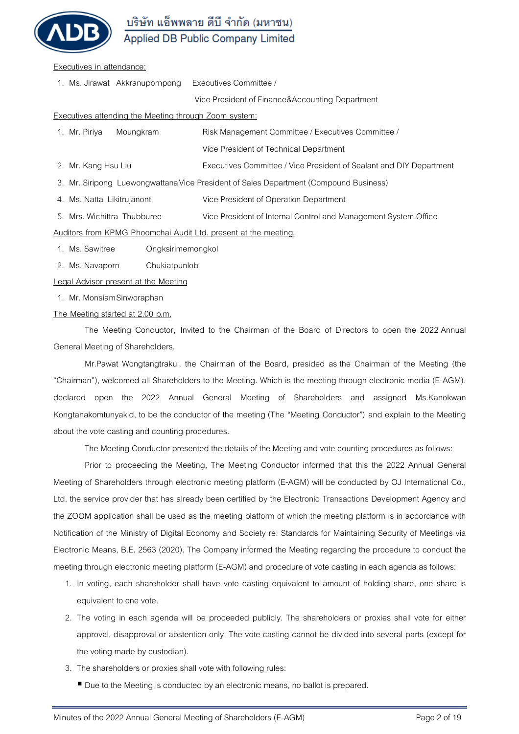Executives in attendance:

1. Ms. Jirawat Akkranupornpong — Executives Committee / Vice President of Finance&Accounting Department

Executives attending the Meeting through Zoom system:

1. Mr. Piriya Moungkram — Risk Management Committee / Executives Committee / Vice President of Technical Department
2. Mr. Kang Hsu Liu — Executives Committee / Vice President of Sealant and DIY Department
3. Mr. Siripong Luewongwattana — Vice President of Sales Department (Compound Business)
4. Ms. Natta Likitrujanont — Vice President of Operation Department
5. Mrs. Wichittra Thubburee — Vice President of Internal Control and Management System Office

Auditors from KPMG Phoomchai Audit Ltd. present at the meeting.

1. Ms. Sawitree Ongksirimemongkol
2. Ms. Navaporn Chukiatpunlob

Legal Advisor present at the Meeting

1. Mr. Monsiam Sinworaphan

The Meeting started at 2.00 p.m.

The Meeting Conductor, Invited to the Chairman of the Board of Directors to open the 2022 Annual General Meeting of Shareholders.

Mr.Pawat Wongtangtrakul, the Chairman of the Board, presided as the Chairman of the Meeting (the "Chairman"), welcomed all Shareholders to the Meeting. Which is the meeting through electronic media (E-AGM). declared open the 2022 Annual General Meeting of Shareholders and assigned Ms.Kanokwan Kongtanakomtunyakid, to be the conductor of the meeting (The "Meeting Conductor") and explain to the Meeting about the vote casting and counting procedures.

The Meeting Conductor presented the details of the Meeting and vote counting procedures as follows:

Prior to proceeding the Meeting, The Meeting Conductor informed that this the 2022 Annual General Meeting of Shareholders through electronic meeting platform (E-AGM) will be conducted by OJ International Co., Ltd. the service provider that has already been certified by the Electronic Transactions Development Agency and the ZOOM application shall be used as the meeting platform of which the meeting platform is in accordance with Notification of the Ministry of Digital Economy and Society re: Standards for Maintaining Security of Meetings via Electronic Means, B.E. 2563 (2020). The Company informed the Meeting regarding the procedure to conduct the meeting through electronic meeting platform (E-AGM) and procedure of vote casting in each agenda as follows:

1. In voting, each shareholder shall have vote casting equivalent to amount of holding share, one share is equivalent to one vote.
2. The voting in each agenda will be proceeded publicly. The shareholders or proxies shall vote for either approval, disapproval or abstention only. The vote casting cannot be divided into several parts (except for the voting made by custodian).
3. The shareholders or proxies shall vote with following rules:
   - Due to the Meeting is conducted by an electronic means, no ballot is prepared.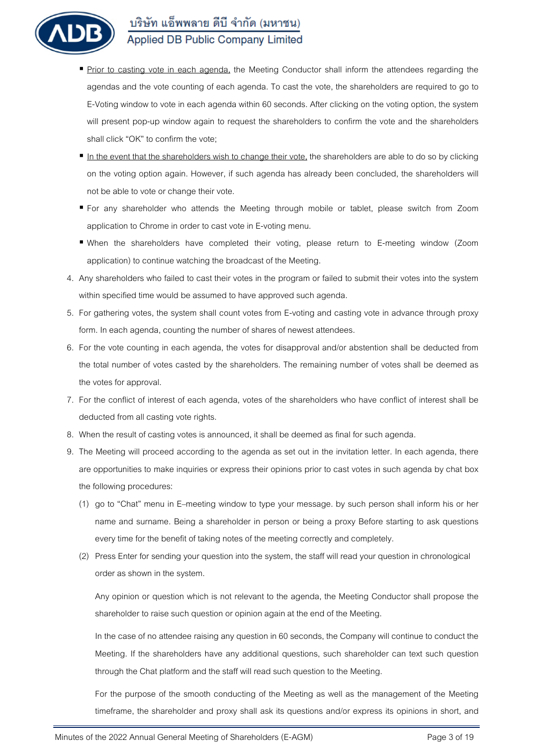- <u>Prior to casting vote in each agenda,</u> the Meeting Conductor shall inform the attendees regarding the agendas and the vote counting of each agenda. To cast the vote, the shareholders are required to go to E-Voting window to vote in each agenda within 60 seconds. After clicking on the voting option, the system will present pop-up window again to request the shareholders to confirm the vote and the shareholders shall click "OK" to confirm the vote;
- <u>In the event that the shareholders wish to change their vote,</u> the shareholders are able to do so by clicking on the voting option again. However, if such agenda has already been concluded, the shareholders will not be able to vote or change their vote.
- For any shareholder who attends the Meeting through mobile or tablet, please switch from Zoom application to Chrome in order to cast vote in E-voting menu.
- When the shareholders have completed their voting, please return to E-meeting window (Zoom application) to continue watching the broadcast of the Meeting.

4. Any shareholders who failed to cast their votes in the program or failed to submit their votes into the system within specified time would be assumed to have approved such agenda.
5. For gathering votes, the system shall count votes from E-voting and casting vote in advance through proxy form. In each agenda, counting the number of shares of newest attendees.
6. For the vote counting in each agenda, the votes for disapproval and/or abstention shall be deducted from the total number of votes casted by the shareholders. The remaining number of votes shall be deemed as the votes for approval.
7. For the conflict of interest of each agenda, votes of the shareholders who have conflict of interest shall be deducted from all casting vote rights.
8. When the result of casting votes is announced, it shall be deemed as final for such agenda.
9. The Meeting will proceed according to the agenda as set out in the invitation letter. In each agenda, there are opportunities to make inquiries or express their opinions prior to cast votes in such agenda by chat box the following procedures:

   (1) go to "Chat" menu in E–meeting window to type your message. by such person shall inform his or her name and surname. Being a shareholder in person or being a proxy Before starting to ask questions every time for the benefit of taking notes of the meeting correctly and completely.

   (2) Press Enter for sending your question into the system, the staff will read your question in chronological order as shown in the system.

   Any opinion or question which is not relevant to the agenda, the Meeting Conductor shall propose the shareholder to raise such question or opinion again at the end of the Meeting.

   In the case of no attendee raising any question in 60 seconds, the Company will continue to conduct the Meeting. If the shareholders have any additional questions, such shareholder can text such question through the Chat platform and the staff will read such question to the Meeting.

   For the purpose of the smooth conducting of the Meeting as well as the management of the Meeting timeframe, the shareholder and proxy shall ask its questions and/or express its opinions in short, and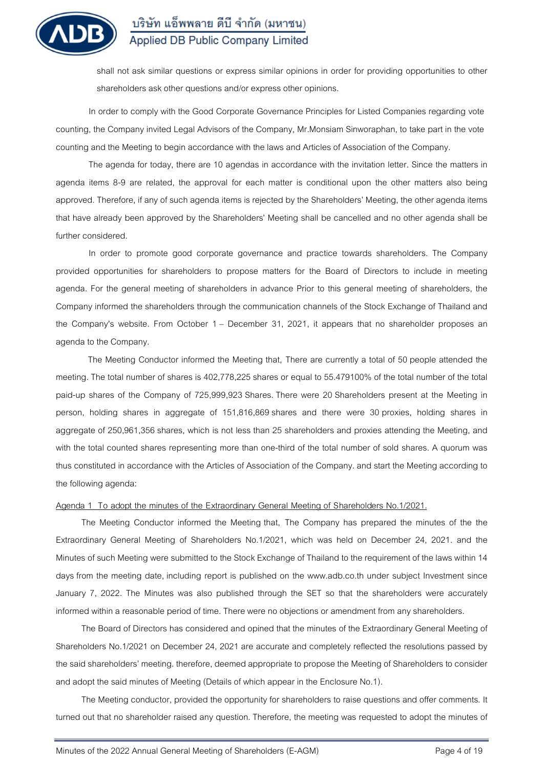shall not ask similar questions or express similar opinions in order for providing opportunities to other shareholders ask other questions and/or express other opinions.

In order to comply with the Good Corporate Governance Principles for Listed Companies regarding vote counting, the Company invited Legal Advisors of the Company, Mr.Monsiam Sinworaphan, to take part in the vote counting and the Meeting to begin accordance with the laws and Articles of Association of the Company.

The agenda for today, there are 10 agendas in accordance with the invitation letter. Since the matters in agenda items 8-9 are related, the approval for each matter is conditional upon the other matters also being approved. Therefore, if any of such agenda items is rejected by the Shareholders' Meeting, the other agenda items that have already been approved by the Shareholders' Meeting shall be cancelled and no other agenda shall be further considered.

In order to promote good corporate governance and practice towards shareholders. The Company provided opportunities for shareholders to propose matters for the Board of Directors to include in meeting agenda. For the general meeting of shareholders in advance Prior to this general meeting of shareholders, the Company informed the shareholders through the communication channels of the Stock Exchange of Thailand and the Company's website. From October 1 – December 31, 2021, it appears that no shareholder proposes an agenda to the Company.

The Meeting Conductor informed the Meeting that, There are currently a total of 50 people attended the meeting. The total number of shares is 402,778,225 shares or equal to 55.479100% of the total number of the total paid-up shares of the Company of 725,999,923 Shares. There were 20 Shareholders present at the Meeting in person, holding shares in aggregate of 151,816,869 shares and there were 30 proxies, holding shares in aggregate of 250,961,356 shares, which is not less than 25 shareholders and proxies attending the Meeting, and with the total counted shares representing more than one-third of the total number of sold shares. A quorum was thus constituted in accordance with the Articles of Association of the Company. and start the Meeting according to the following agenda:

Agenda 1 To adopt the minutes of the Extraordinary General Meeting of Shareholders No.1/2021.

The Meeting Conductor informed the Meeting that, The Company has prepared the minutes of the the Extraordinary General Meeting of Shareholders No.1/2021, which was held on December 24, 2021. and the Minutes of such Meeting were submitted to the Stock Exchange of Thailand to the requirement of the laws within 14 days from the meeting date, including report is published on the www.adb.co.th under subject Investment since January 7, 2022. The Minutes was also published through the SET so that the shareholders were accurately informed within a reasonable period of time. There were no objections or amendment from any shareholders.

The Board of Directors has considered and opined that the minutes of the Extraordinary General Meeting of Shareholders No.1/2021 on December 24, 2021 are accurate and completely reflected the resolutions passed by the said shareholders' meeting. therefore, deemed appropriate to propose the Meeting of Shareholders to consider and adopt the said minutes of Meeting (Details of which appear in the Enclosure No.1).

The Meeting conductor, provided the opportunity for shareholders to raise questions and offer comments. It turned out that no shareholder raised any question. Therefore, the meeting was requested to adopt the minutes of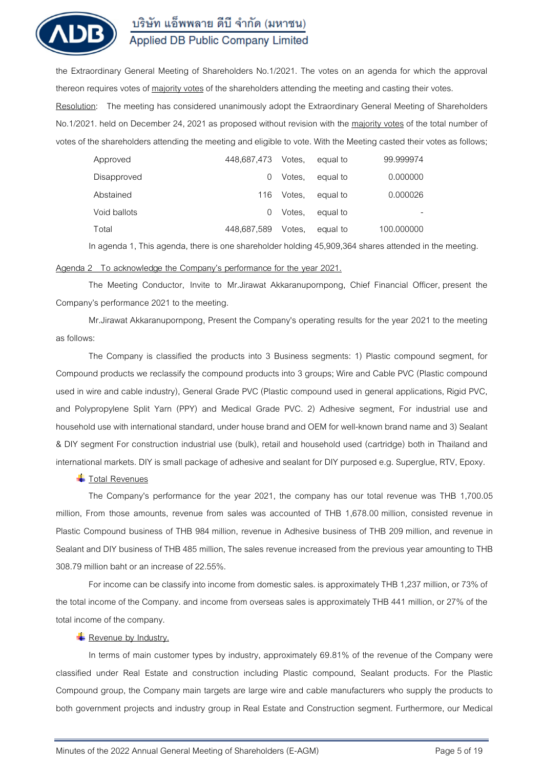the Extraordinary General Meeting of Shareholders No.1/2021. The votes on an agenda for which the approval thereon requires votes of majority votes of the shareholders attending the meeting and casting their votes.

Resolution: The meeting has considered unanimously adopt the Extraordinary General Meeting of Shareholders No.1/2021. held on December 24, 2021 as proposed without revision with the majority votes of the total number of votes of the shareholders attending the meeting and eligible to vote. With the Meeting casted their votes as follows;

| | | | | |
|---|---|---|---|---|
| Approved | 448,687,473 | Votes, | equal to | 99.999974 |
| Disapproved | 0 | Votes, | equal to | 0.000000 |
| Abstained | 116 | Votes, | equal to | 0.000026 |
| Void ballots | 0 | Votes, | equal to | - |
| Total | 448,687,589 | Votes, | equal to | 100.000000 |

In agenda 1, This agenda, there is one shareholder holding 45,909,364 shares attended in the meeting.

Agenda 2 To acknowledge the Company's performance for the year 2021.

The Meeting Conductor, Invite to Mr.Jirawat Akkaranupornpong, Chief Financial Officer, present the Company's performance 2021 to the meeting.

Mr.Jirawat Akkaranupornpong, Present the Company's operating results for the year 2021 to the meeting as follows:

The Company is classified the products into 3 Business segments: 1) Plastic compound segment, for Compound products we reclassify the compound products into 3 groups; Wire and Cable PVC (Plastic compound used in wire and cable industry), General Grade PVC (Plastic compound used in general applications, Rigid PVC, and Polypropylene Split Yarn (PPY) and Medical Grade PVC. 2) Adhesive segment, For industrial use and household use with international standard, under house brand and OEM for well-known brand name and 3) Sealant & DIY segment For construction industrial use (bulk), retail and household used (cartridge) both in Thailand and international markets. DIY is small package of adhesive and sealant for DIY purposed e.g. Superglue, RTV, Epoxy.

- Total Revenues

The Company's performance for the year 2021, the company has our total revenue was THB 1,700.05 million, From those amounts, revenue from sales was accounted of THB 1,678.00 million, consisted revenue in Plastic Compound business of THB 984 million, revenue in Adhesive business of THB 209 million, and revenue in Sealant and DIY business of THB 485 million, The sales revenue increased from the previous year amounting to THB 308.79 million baht or an increase of 22.55%.

For income can be classify into income from domestic sales. is approximately THB 1,237 million, or 73% of the total income of the Company. and income from overseas sales is approximately THB 441 million, or 27% of the total income of the company.

- Revenue by Industry.

In terms of main customer types by industry, approximately 69.81% of the revenue of the Company were classified under Real Estate and construction including Plastic compound, Sealant products. For the Plastic Compound group, the Company main targets are large wire and cable manufacturers who supply the products to both government projects and industry group in Real Estate and Construction segment. Furthermore, our Medical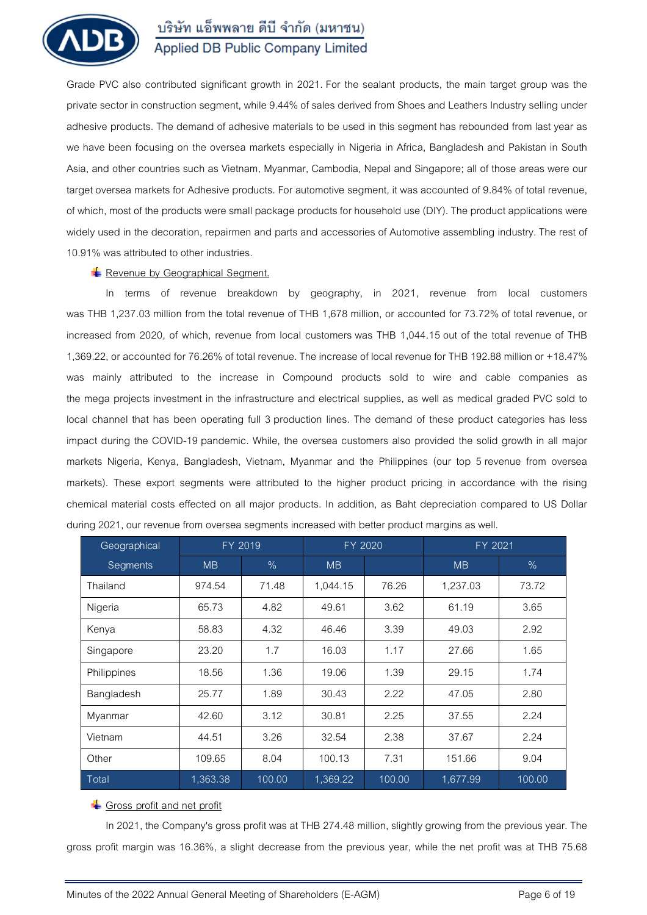Grade PVC also contributed significant growth in 2021. For the sealant products, the main target group was the private sector in construction segment, while 9.44% of sales derived from Shoes and Leathers Industry selling under adhesive products. The demand of adhesive materials to be used in this segment has rebounded from last year as we have been focusing on the oversea markets especially in Nigeria in Africa, Bangladesh and Pakistan in South Asia, and other countries such as Vietnam, Myanmar, Cambodia, Nepal and Singapore; all of those areas were our target oversea markets for Adhesive products. For automotive segment, it was accounted of 9.84% of total revenue, of which, most of the products were small package products for household use (DIY). The product applications were widely used in the decoration, repairmen and parts and accessories of Automotive assembling industry. The rest of 10.91% was attributed to other industries.

- Revenue by Geographical Segment.

In terms of revenue breakdown by geography, in 2021, revenue from local customers was THB 1,237.03 million from the total revenue of THB 1,678 million, or accounted for 73.72% of total revenue, or increased from 2020, of which, revenue from local customers was THB 1,044.15 out of the total revenue of THB 1,369.22, or accounted for 76.26% of total revenue. The increase of local revenue for THB 192.88 million or +18.47% was mainly attributed to the increase in Compound products sold to wire and cable companies as the mega projects investment in the infrastructure and electrical supplies, as well as medical graded PVC sold to local channel that has been operating full 3 production lines. The demand of these product categories has less impact during the COVID-19 pandemic. While, the oversea customers also provided the solid growth in all major markets Nigeria, Kenya, Bangladesh, Vietnam, Myanmar and the Philippines (our top 5 revenue from oversea markets). These export segments were attributed to the higher product pricing in accordance with the rising chemical material costs effected on all major products. In addition, as Baht depreciation compared to US Dollar during 2021, our revenue from oversea segments increased with better product margins as well.

| Geographical | FY 2019 | | FY 2020 | | FY 2021 | |
|---|---|---|---|---|---|---|
| Segments | MB | % | MB | | MB | % |
| Thailand | 974.54 | 71.48 | 1,044.15 | 76.26 | 1,237.03 | 73.72 |
| Nigeria | 65.73 | 4.82 | 49.61 | 3.62 | 61.19 | 3.65 |
| Kenya | 58.83 | 4.32 | 46.46 | 3.39 | 49.03 | 2.92 |
| Singapore | 23.20 | 1.7 | 16.03 | 1.17 | 27.66 | 1.65 |
| Philippines | 18.56 | 1.36 | 19.06 | 1.39 | 29.15 | 1.74 |
| Bangladesh | 25.77 | 1.89 | 30.43 | 2.22 | 47.05 | 2.80 |
| Myanmar | 42.60 | 3.12 | 30.81 | 2.25 | 37.55 | 2.24 |
| Vietnam | 44.51 | 3.26 | 32.54 | 2.38 | 37.67 | 2.24 |
| Other | 109.65 | 8.04 | 100.13 | 7.31 | 151.66 | 9.04 |
| Total | 1,363.38 | 100.00 | 1,369.22 | 100.00 | 1,677.99 | 100.00 |

- Gross profit and net profit

In 2021, the Company's gross profit was at THB 274.48 million, slightly growing from the previous year. The gross profit margin was 16.36%, a slight decrease from the previous year, while the net profit was at THB 75.68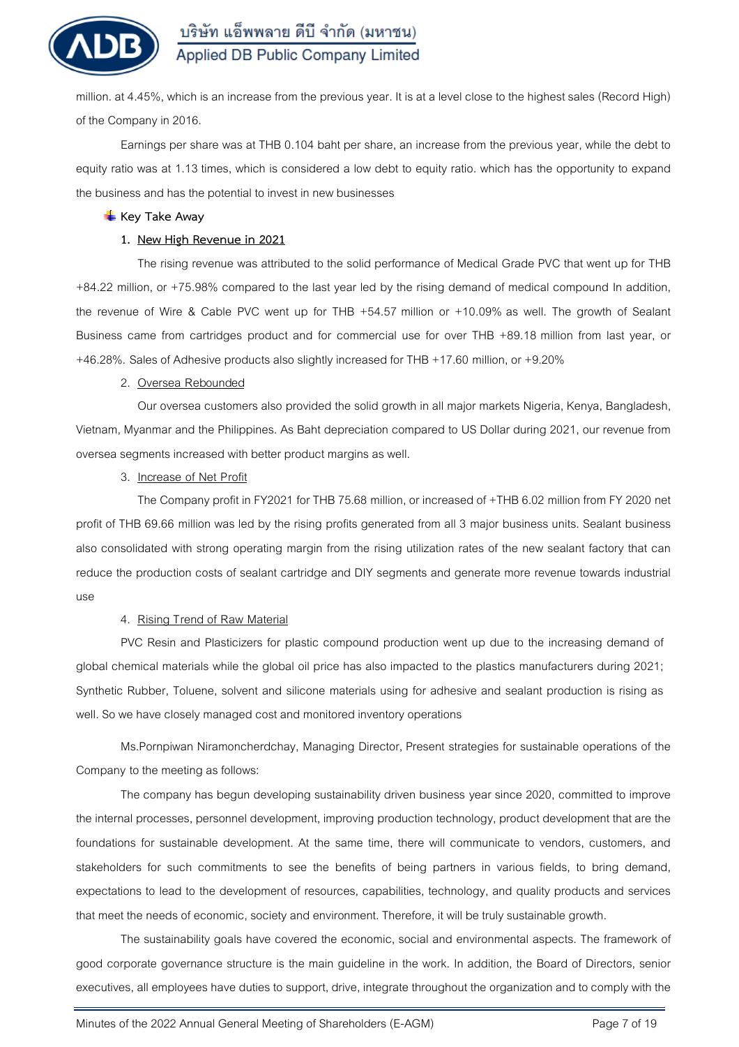million. at 4.45%, which is an increase from the previous year. It is at a level close to the highest sales (Record High) of the Company in 2016.

Earnings per share was at THB 0.104 baht per share, an increase from the previous year, while the debt to equity ratio was at 1.13 times, which is considered a low debt to equity ratio. which has the opportunity to expand the business and has the potential to invest in new businesses

**Key Take Away**

1. **New High Revenue in 2021**

The rising revenue was attributed to the solid performance of Medical Grade PVC that went up for THB +84.22 million, or +75.98% compared to the last year led by the rising demand of medical compound In addition, the revenue of Wire & Cable PVC went up for THB +54.57 million or +10.09% as well. The growth of Sealant Business came from cartridges product and for commercial use for over THB +89.18 million from last year, or +46.28%. Sales of Adhesive products also slightly increased for THB +17.60 million, or +9.20%

2. Oversea Rebounded

Our oversea customers also provided the solid growth in all major markets Nigeria, Kenya, Bangladesh, Vietnam, Myanmar and the Philippines. As Baht depreciation compared to US Dollar during 2021, our revenue from oversea segments increased with better product margins as well.

3. Increase of Net Profit

The Company profit in FY2021 for THB 75.68 million, or increased of +THB 6.02 million from FY 2020 net profit of THB 69.66 million was led by the rising profits generated from all 3 major business units. Sealant business also consolidated with strong operating margin from the rising utilization rates of the new sealant factory that can reduce the production costs of sealant cartridge and DIY segments and generate more revenue towards industrial use

4. Rising Trend of Raw Material

PVC Resin and Plasticizers for plastic compound production went up due to the increasing demand of global chemical materials while the global oil price has also impacted to the plastics manufacturers during 2021; Synthetic Rubber, Toluene, solvent and silicone materials using for adhesive and sealant production is rising as well. So we have closely managed cost and monitored inventory operations

Ms.Pornpiwan Niramoncherdchay, Managing Director, Present strategies for sustainable operations of the Company to the meeting as follows:

The company has begun developing sustainability driven business year since 2020, committed to improve the internal processes, personnel development, improving production technology, product development that are the foundations for sustainable development. At the same time, there will communicate to vendors, customers, and stakeholders for such commitments to see the benefits of being partners in various fields, to bring demand, expectations to lead to the development of resources, capabilities, technology, and quality products and services that meet the needs of economic, society and environment. Therefore, it will be truly sustainable growth.

The sustainability goals have covered the economic, social and environmental aspects. The framework of good corporate governance structure is the main guideline in the work. In addition, the Board of Directors, senior executives, all employees have duties to support, drive, integrate throughout the organization and to comply with the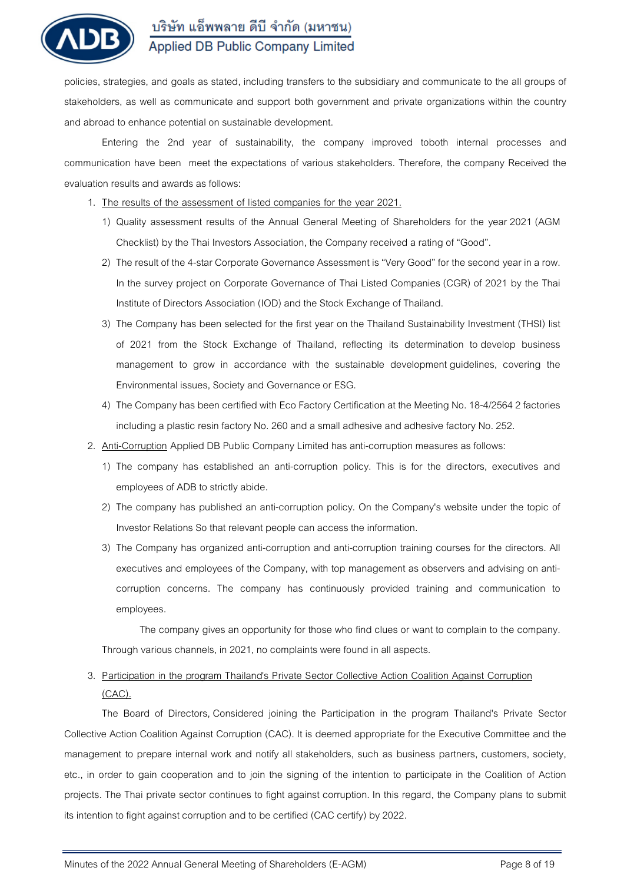policies, strategies, and goals as stated, including transfers to the subsidiary and communicate to the all groups of stakeholders, as well as communicate and support both government and private organizations within the country and abroad to enhance potential on sustainable development.

Entering the 2nd year of sustainability, the company improved toboth internal processes and communication have been meet the expectations of various stakeholders. Therefore, the company Received the evaluation results and awards as follows:

1. <u>The results of the assessment of listed companies for the year 2021.</u>
   1) Quality assessment results of the Annual General Meeting of Shareholders for the year 2021 (AGM Checklist) by the Thai Investors Association, the Company received a rating of "Good".
   2) The result of the 4-star Corporate Governance Assessment is "Very Good" for the second year in a row. In the survey project on Corporate Governance of Thai Listed Companies (CGR) of 2021 by the Thai Institute of Directors Association (IOD) and the Stock Exchange of Thailand.
   3) The Company has been selected for the first year on the Thailand Sustainability Investment (THSI) list of 2021 from the Stock Exchange of Thailand, reflecting its determination to develop business management to grow in accordance with the sustainable development guidelines, covering the Environmental issues, Society and Governance or ESG.
   4) The Company has been certified with Eco Factory Certification at the Meeting No. 18-4/2564 2 factories including a plastic resin factory No. 260 and a small adhesive and adhesive factory No. 252.
2. <u>Anti-Corruption</u> Applied DB Public Company Limited has anti-corruption measures as follows:
   1) The company has established an anti-corruption policy. This is for the directors, executives and employees of ADB to strictly abide.
   2) The company has published an anti-corruption policy. On the Company's website under the topic of Investor Relations So that relevant people can access the information.
   3) The Company has organized anti-corruption and anti-corruption training courses for the directors. All executives and employees of the Company, with top management as observers and advising on anti-corruption concerns. The company has continuously provided training and communication to employees.

   The company gives an opportunity for those who find clues or want to complain to the company. Through various channels, in 2021, no complaints were found in all aspects.

3. <u>Participation in the program Thailand's Private Sector Collective Action Coalition Against Corruption (CAC).</u>

   The Board of Directors, Considered joining the Participation in the program Thailand's Private Sector Collective Action Coalition Against Corruption (CAC). It is deemed appropriate for the Executive Committee and the management to prepare internal work and notify all stakeholders, such as business partners, customers, society, etc., in order to gain cooperation and to join the signing of the intention to participate in the Coalition of Action projects. The Thai private sector continues to fight against corruption. In this regard, the Company plans to submit its intention to fight against corruption and to be certified (CAC certify) by 2022.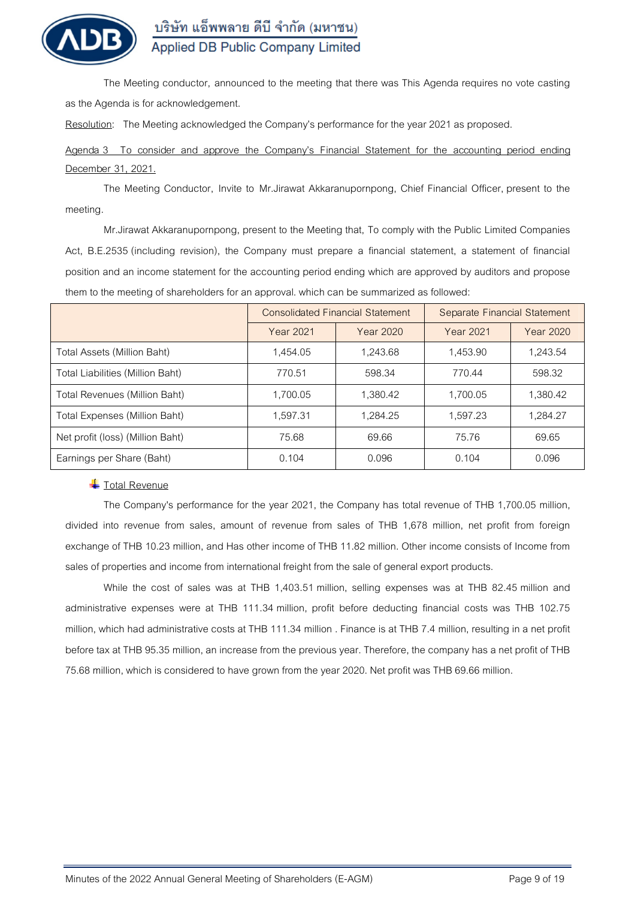The Meeting conductor, announced to the meeting that there was This Agenda requires no vote casting as the Agenda is for acknowledgement.

Resolution: The Meeting acknowledged the Company's performance for the year 2021 as proposed.

Agenda 3 To consider and approve the Company's Financial Statement for the accounting period ending December 31, 2021.

The Meeting Conductor, Invite to Mr.Jirawat Akkaranupornpong, Chief Financial Officer, present to the meeting.

Mr.Jirawat Akkaranupornpong, present to the Meeting that, To comply with the Public Limited Companies Act, B.E.2535 (including revision), the Company must prepare a financial statement, a statement of financial position and an income statement for the accounting period ending which are approved by auditors and propose them to the meeting of shareholders for an approval. which can be summarized as followed:

| | Consolidated Financial Statement | | Separate Financial Statement | |
|---|---|---|---|---|
| | Year 2021 | Year 2020 | Year 2021 | Year 2020 |
| Total Assets (Million Baht) | 1,454.05 | 1,243.68 | 1,453.90 | 1,243.54 |
| Total Liabilities (Million Baht) | 770.51 | 598.34 | 770.44 | 598.32 |
| Total Revenues (Million Baht) | 1,700.05 | 1,380.42 | 1,700.05 | 1,380.42 |
| Total Expenses (Million Baht) | 1,597.31 | 1,284.25 | 1,597.23 | 1,284.27 |
| Net profit (loss) (Million Baht) | 75.68 | 69.66 | 75.76 | 69.65 |
| Earnings per Share (Baht) | 0.104 | 0.096 | 0.104 | 0.096 |

- Total Revenue

The Company's performance for the year 2021, the Company has total revenue of THB 1,700.05 million, divided into revenue from sales, amount of revenue from sales of THB 1,678 million, net profit from foreign exchange of THB 10.23 million, and Has other income of THB 11.82 million. Other income consists of Income from sales of properties and income from international freight from the sale of general export products.

While the cost of sales was at THB 1,403.51 million, selling expenses was at THB 82.45 million and administrative expenses were at THB 111.34 million, profit before deducting financial costs was THB 102.75 million, which had administrative costs at THB 111.34 million . Finance is at THB 7.4 million, resulting in a net profit before tax at THB 95.35 million, an increase from the previous year. Therefore, the company has a net profit of THB 75.68 million, which is considered to have grown from the year 2020. Net profit was THB 69.66 million.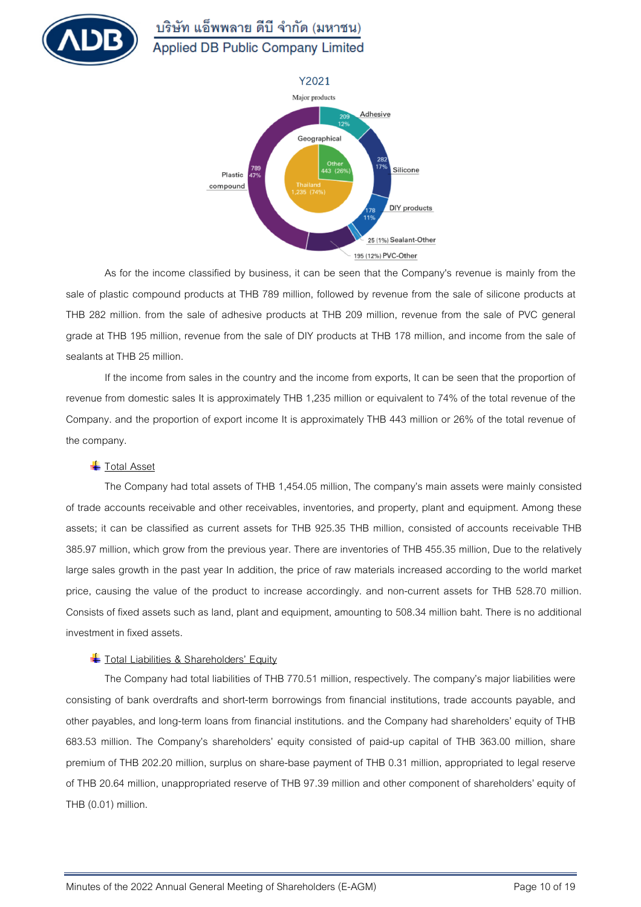Y2021

Major products

| Major products | Amount | % |
|---|---|---|
| Adhesive | 209 | 12% |
| Silicone | 282 | 17% |
| DIY products | 178 | 11% |
| Sealant-Other | 25 | 1% |
| PVC-Other | 195 | 12% |
| Plastic compound | 789 | 47% |

| Geographical | Amount | % |
|---|---|---|
| Thailand | 1,235 | 74% |
| Other | 443 | 26% |

As for the income classified by business, it can be seen that the Company's revenue is mainly from the sale of plastic compound products at THB 789 million, followed by revenue from the sale of silicone products at THB 282 million. from the sale of adhesive products at THB 209 million, revenue from the sale of PVC general grade at THB 195 million, revenue from the sale of DIY products at THB 178 million, and income from the sale of sealants at THB 25 million.

If the income from sales in the country and the income from exports, It can be seen that the proportion of revenue from domestic sales It is approximately THB 1,235 million or equivalent to 74% of the total revenue of the Company. and the proportion of export income It is approximately THB 443 million or 26% of the total revenue of the company.

- Total Asset

The Company had total assets of THB 1,454.05 million, The company's main assets were mainly consisted of trade accounts receivable and other receivables, inventories, and property, plant and equipment. Among these assets; it can be classified as current assets for THB 925.35 THB million, consisted of accounts receivable THB 385.97 million, which grow from the previous year. There are inventories of THB 455.35 million, Due to the relatively large sales growth in the past year In addition, the price of raw materials increased according to the world market price, causing the value of the product to increase accordingly. and non-current assets for THB 528.70 million. Consists of fixed assets such as land, plant and equipment, amounting to 508.34 million baht. There is no additional investment in fixed assets.

- Total Liabilities & Shareholders' Equity

The Company had total liabilities of THB 770.51 million, respectively. The company's major liabilities were consisting of bank overdrafts and short-term borrowings from financial institutions, trade accounts payable, and other payables, and long-term loans from financial institutions. and the Company had shareholders' equity of THB 683.53 million. The Company's shareholders' equity consisted of paid-up capital of THB 363.00 million, share premium of THB 202.20 million, surplus on share-base payment of THB 0.31 million, appropriated to legal reserve of THB 20.64 million, unappropriated reserve of THB 97.39 million and other component of shareholders' equity of THB (0.01) million.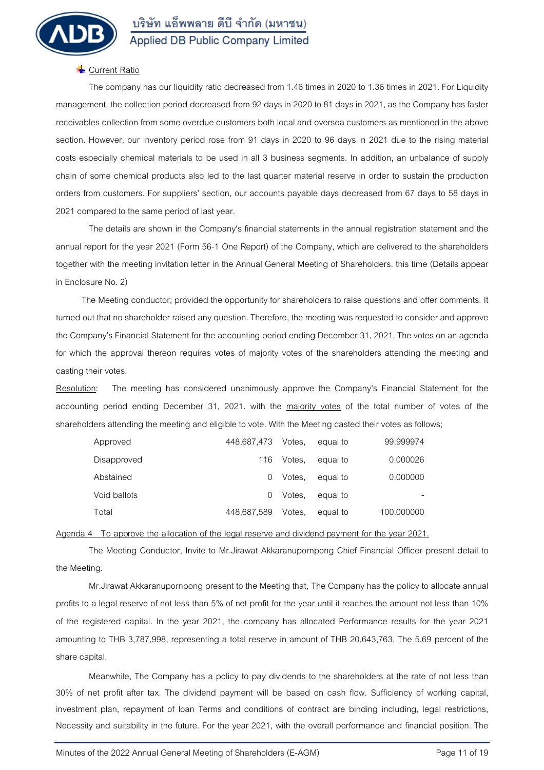**Current Ratio**

The company has our liquidity ratio decreased from 1.46 times in 2020 to 1.36 times in 2021. For Liquidity management, the collection period decreased from 92 days in 2020 to 81 days in 2021, as the Company has faster receivables collection from some overdue customers both local and oversea customers as mentioned in the above section. However, our inventory period rose from 91 days in 2020 to 96 days in 2021 due to the rising material costs especially chemical materials to be used in all 3 business segments. In addition, an unbalance of supply chain of some chemical products also led to the last quarter material reserve in order to sustain the production orders from customers. For suppliers' section, our accounts payable days decreased from 67 days to 58 days in 2021 compared to the same period of last year.

The details are shown in the Company's financial statements in the annual registration statement and the annual report for the year 2021 (Form 56-1 One Report) of the Company, which are delivered to the shareholders together with the meeting invitation letter in the Annual General Meeting of Shareholders. this time (Details appear in Enclosure No. 2)

The Meeting conductor, provided the opportunity for shareholders to raise questions and offer comments. It turned out that no shareholder raised any question. Therefore, the meeting was requested to consider and approve the Company's Financial Statement for the accounting period ending December 31, 2021. The votes on an agenda for which the approval thereon requires votes of majority votes of the shareholders attending the meeting and casting their votes.

Resolution: The meeting has considered unanimously approve the Company's Financial Statement for the accounting period ending December 31, 2021. with the majority votes of the total number of votes of the shareholders attending the meeting and eligible to vote. With the Meeting casted their votes as follows;

| | | | | |
|---|---|---|---|---|
| Approved | 448,687,473 | Votes, | equal to | 99.999974 |
| Disapproved | 116 | Votes, | equal to | 0.000026 |
| Abstained | 0 | Votes, | equal to | 0.000000 |
| Void ballots | 0 | Votes, | equal to | - |
| Total | 448,687,589 | Votes, | equal to | 100.000000 |

Agenda 4 To approve the allocation of the legal reserve and dividend payment for the year 2021.

The Meeting Conductor, Invite to Mr.Jirawat Akkaranupornpong Chief Financial Officer present detail to the Meeting.

Mr.Jirawat Akkaranupornpong present to the Meeting that, The Company has the policy to allocate annual profits to a legal reserve of not less than 5% of net profit for the year until it reaches the amount not less than 10% of the registered capital. In the year 2021, the company has allocated Performance results for the year 2021 amounting to THB 3,787,998, representing a total reserve in amount of THB 20,643,763. The 5.69 percent of the share capital.

Meanwhile, The Company has a policy to pay dividends to the shareholders at the rate of not less than 30% of net profit after tax. The dividend payment will be based on cash flow. Sufficiency of working capital, investment plan, repayment of loan Terms and conditions of contract are binding including, legal restrictions, Necessity and suitability in the future. For the year 2021, with the overall performance and financial position. The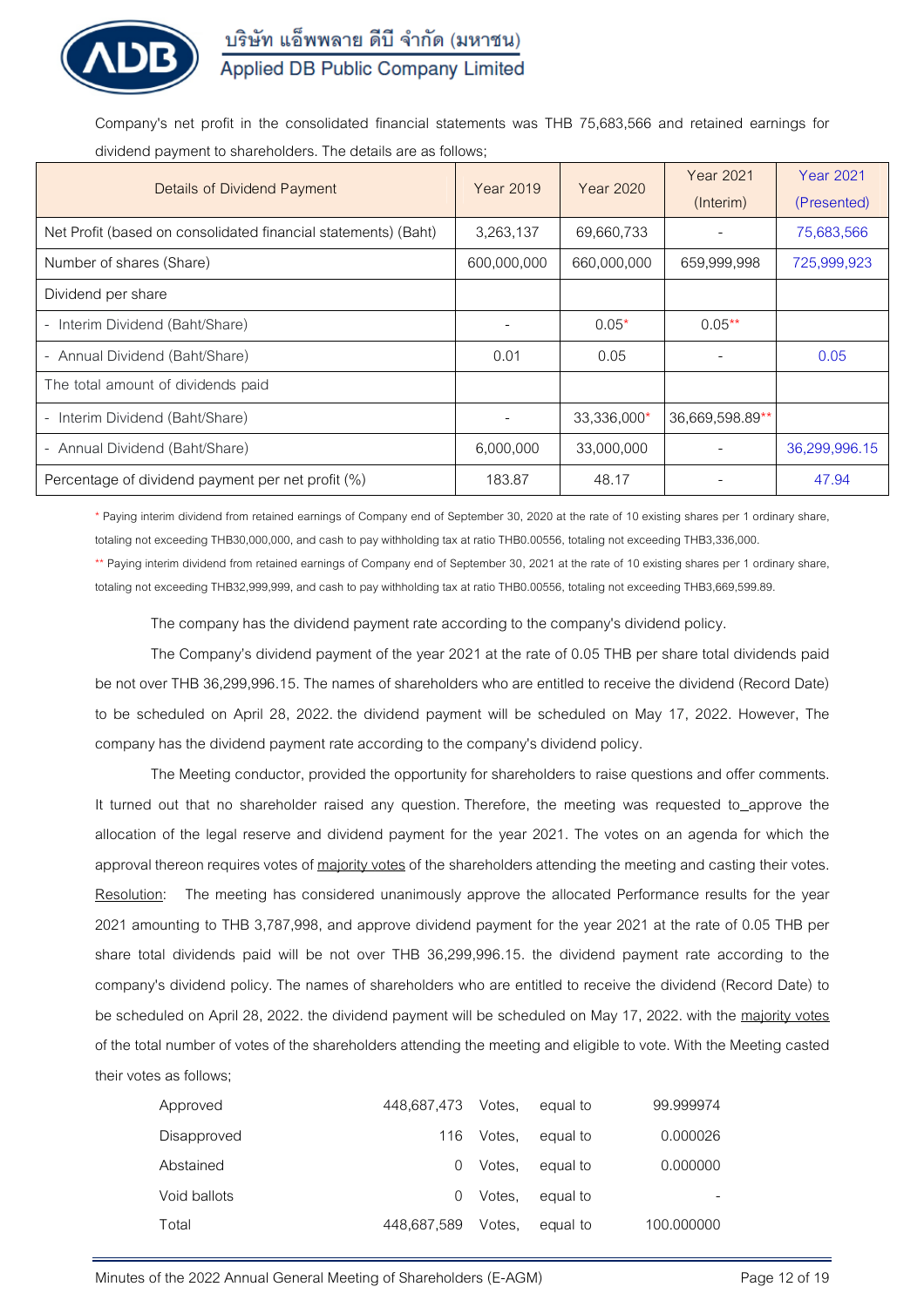Company's net profit in the consolidated financial statements was THB 75,683,566 and retained earnings for dividend payment to shareholders. The details are as follows;

| Details of Dividend Payment | Year 2019 | Year 2020 | Year 2021 (Interim) | Year 2021 (Presented) |
|---|---|---|---|---|
| Net Profit (based on consolidated financial statements) (Baht) | 3,263,137 | 69,660,733 | - | 75,683,566 |
| Number of shares (Share) | 600,000,000 | 660,000,000 | 659,999,998 | 725,999,923 |
| Dividend per share | | | | |
| - Interim Dividend (Baht/Share) | - | 0.05* | 0.05** | |
| - Annual Dividend (Baht/Share) | 0.01 | 0.05 | - | 0.05 |
| The total amount of dividends paid | | | | |
| - Interim Dividend (Baht/Share) | - | 33,336,000* | 36,669,598.89** | |
| - Annual Dividend (Baht/Share) | 6,000,000 | 33,000,000 | - | 36,299,996.15 |
| Percentage of dividend payment per net profit (%) | 183.87 | 48.17 | - | 47.94 |

\* Paying interim dividend from retained earnings of Company end of September 30, 2020 at the rate of 10 existing shares per 1 ordinary share, totaling not exceeding THB30,000,000, and cash to pay withholding tax at ratio THB0.00556, totaling not exceeding THB3,336,000.

\** Paying interim dividend from retained earnings of Company end of September 30, 2021 at the rate of 10 existing shares per 1 ordinary share, totaling not exceeding THB32,999,999, and cash to pay withholding tax at ratio THB0.00556, totaling not exceeding THB3,669,599.89.

The company has the dividend payment rate according to the company's dividend policy.

The Company's dividend payment of the year 2021 at the rate of 0.05 THB per share total dividends paid be not over THB 36,299,996.15. The names of shareholders who are entitled to receive the dividend (Record Date) to be scheduled on April 28, 2022. the dividend payment will be scheduled on May 17, 2022. However, The company has the dividend payment rate according to the company's dividend policy.

The Meeting conductor, provided the opportunity for shareholders to raise questions and offer comments. It turned out that no shareholder raised any question. Therefore, the meeting was requested to_approve the allocation of the legal reserve and dividend payment for the year 2021. The votes on an agenda for which the approval thereon requires votes of majority votes of the shareholders attending the meeting and casting their votes.

Resolution: The meeting has considered unanimously approve the allocated Performance results for the year 2021 amounting to THB 3,787,998, and approve dividend payment for the year 2021 at the rate of 0.05 THB per share total dividends paid will be not over THB 36,299,996.15. the dividend payment rate according to the company's dividend policy. The names of shareholders who are entitled to receive the dividend (Record Date) to be scheduled on April 28, 2022. the dividend payment will be scheduled on May 17, 2022. with the majority votes of the total number of votes of the shareholders attending the meeting and eligible to vote. With the Meeting casted their votes as follows;

| | | | | |
|---|---|---|---|---|
| Approved | 448,687,473 | Votes, | equal to | 99.999974 |
| Disapproved | 116 | Votes, | equal to | 0.000026 |
| Abstained | 0 | Votes, | equal to | 0.000000 |
| Void ballots | 0 | Votes, | equal to | - |
| Total | 448,687,589 | Votes, | equal to | 100.000000 |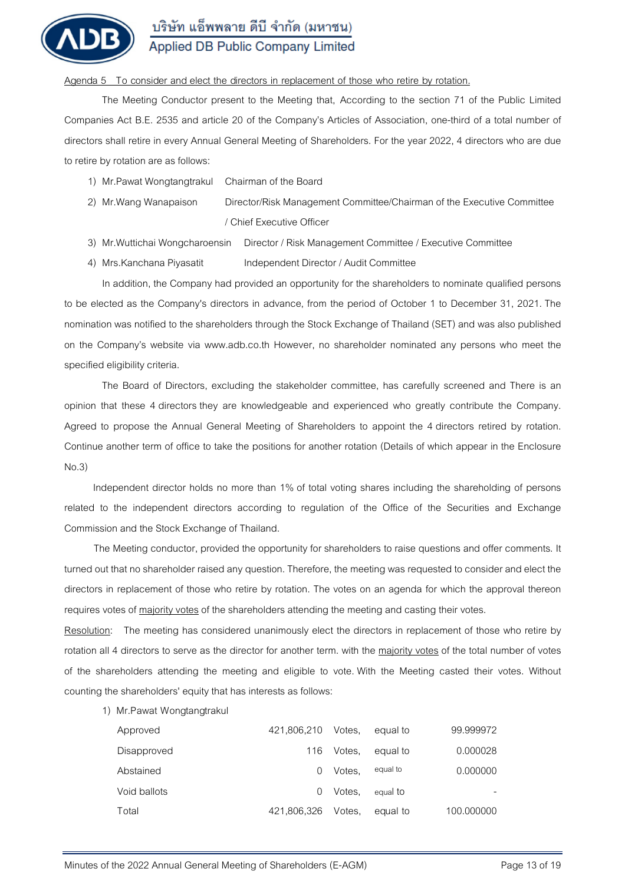Agenda 5 To consider and elect the directors in replacement of those who retire by rotation.

The Meeting Conductor present to the Meeting that, According to the section 71 of the Public Limited Companies Act B.E. 2535 and article 20 of the Company's Articles of Association, one-third of a total number of directors shall retire in every Annual General Meeting of Shareholders. For the year 2022, 4 directors who are due to retire by rotation are as follows:

1) Mr.Pawat Wongtangtrakul Chairman of the Board
2) Mr.Wang Wanapaison Director/Risk Management Committee/Chairman of the Executive Committee / Chief Executive Officer
3) Mr.Wuttichai Wongcharoensin Director / Risk Management Committee / Executive Committee
4) Mrs.Kanchana Piyasatit Independent Director / Audit Committee

In addition, the Company had provided an opportunity for the shareholders to nominate qualified persons to be elected as the Company's directors in advance, from the period of October 1 to December 31, 2021. The nomination was notified to the shareholders through the Stock Exchange of Thailand (SET) and was also published on the Company's website via www.adb.co.th However, no shareholder nominated any persons who meet the specified eligibility criteria.

The Board of Directors, excluding the stakeholder committee, has carefully screened and There is an opinion that these 4 directors they are knowledgeable and experienced who greatly contribute the Company. Agreed to propose the Annual General Meeting of Shareholders to appoint the 4 directors retired by rotation. Continue another term of office to take the positions for another rotation (Details of which appear in the Enclosure No.3)

Independent director holds no more than 1% of total voting shares including the shareholding of persons related to the independent directors according to regulation of the Office of the Securities and Exchange Commission and the Stock Exchange of Thailand.

The Meeting conductor, provided the opportunity for shareholders to raise questions and offer comments. It turned out that no shareholder raised any question. Therefore, the meeting was requested to consider and elect the directors in replacement of those who retire by rotation. The votes on an agenda for which the approval thereon requires votes of majority votes of the shareholders attending the meeting and casting their votes.

Resolution: The meeting has considered unanimously elect the directors in replacement of those who retire by rotation all 4 directors to serve as the director for another term. with the majority votes of the total number of votes of the shareholders attending the meeting and eligible to vote. With the Meeting casted their votes. Without counting the shareholders' equity that has interests as follows:

1) Mr.Pawat Wongtangtrakul

| | | | | |
|---|---|---|---|---|
| Approved | 421,806,210 | Votes, | equal to | 99.999972 |
| Disapproved | 116 | Votes, | equal to | 0.000028 |
| Abstained | 0 | Votes, | equal to | 0.000000 |
| Void ballots | 0 | Votes, | equal to | - |
| Total | 421,806,326 | Votes, | equal to | 100.000000 |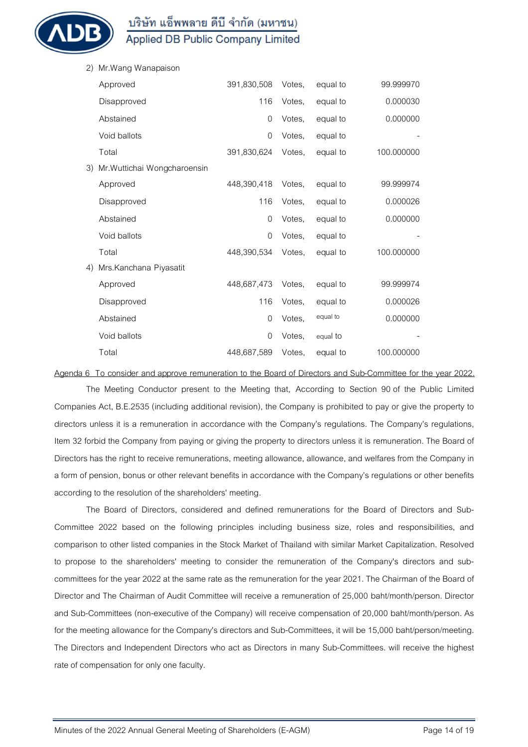2) Mr.Wang Wanapaison

| | | | | |
|---|---|---|---|---|
| Approved | 391,830,508 | Votes, | equal to | 99.999970 |
| Disapproved | 116 | Votes, | equal to | 0.000030 |
| Abstained | 0 | Votes, | equal to | 0.000000 |
| Void ballots | 0 | Votes, | equal to | - |
| Total | 391,830,624 | Votes, | equal to | 100.000000 |

3) Mr.Wuttichai Wongcharoensin

| | | | | |
|---|---|---|---|---|
| Approved | 448,390,418 | Votes, | equal to | 99.999974 |
| Disapproved | 116 | Votes, | equal to | 0.000026 |
| Abstained | 0 | Votes, | equal to | 0.000000 |
| Void ballots | 0 | Votes, | equal to | - |
| Total | 448,390,534 | Votes, | equal to | 100.000000 |

4) Mrs.Kanchana Piyasatit

| | | | | |
|---|---|---|---|---|
| Approved | 448,687,473 | Votes, | equal to | 99.999974 |
| Disapproved | 116 | Votes, | equal to | 0.000026 |
| Abstained | 0 | Votes, | equal to | 0.000000 |
| Void ballots | 0 | Votes, | equal to | - |
| Total | 448,687,589 | Votes, | equal to | 100.000000 |

Agenda 6 To consider and approve remuneration to the Board of Directors and Sub-Committee for the year 2022.

The Meeting Conductor present to the Meeting that, According to Section 90 of the Public Limited Companies Act, B.E.2535 (including additional revision), the Company is prohibited to pay or give the property to directors unless it is a remuneration in accordance with the Company's regulations. The Company's regulations, Item 32 forbid the Company from paying or giving the property to directors unless it is remuneration. The Board of Directors has the right to receive remunerations, meeting allowance, allowance, and welfares from the Company in a form of pension, bonus or other relevant benefits in accordance with the Company's regulations or other benefits according to the resolution of the shareholders' meeting.

The Board of Directors, considered and defined remunerations for the Board of Directors and Sub-Committee 2022 based on the following principles including business size, roles and responsibilities, and comparison to other listed companies in the Stock Market of Thailand with similar Market Capitalization. Resolved to propose to the shareholders' meeting to consider the remuneration of the Company's directors and sub-committees for the year 2022 at the same rate as the remuneration for the year 2021. The Chairman of the Board of Director and The Chairman of Audit Committee will receive a remuneration of 25,000 baht/month/person. Director and Sub-Committees (non-executive of the Company) will receive compensation of 20,000 baht/month/person. As for the meeting allowance for the Company's directors and Sub-Committees, it will be 15,000 baht/person/meeting. The Directors and Independent Directors who act as Directors in many Sub-Committees. will receive the highest rate of compensation for only one faculty.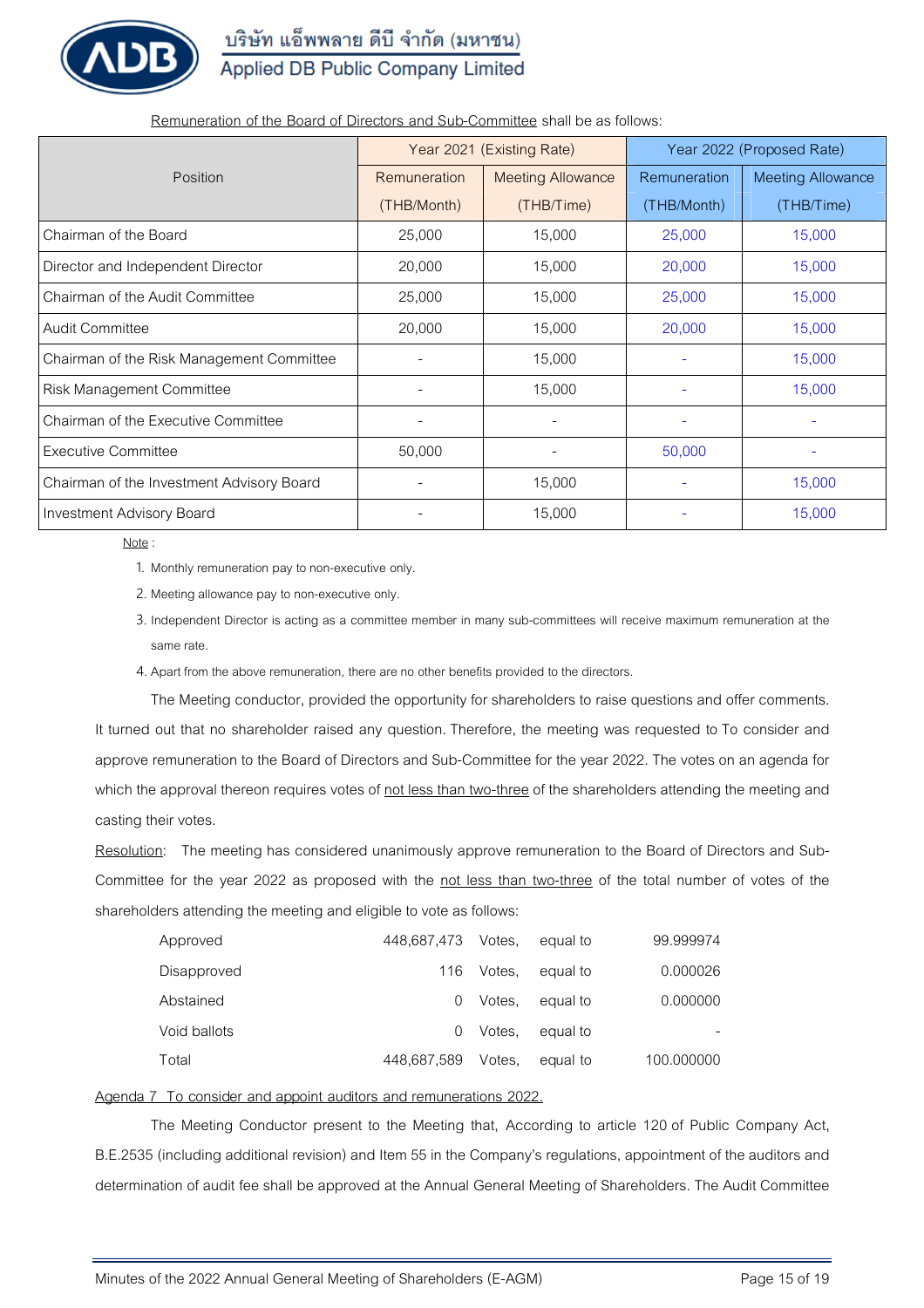Remuneration of the Board of Directors and Sub-Committee shall be as follows:

| Position | Year 2021 (Existing Rate) | | Year 2022 (Proposed Rate) | |
|---|---|---|---|---|
| | Remuneration (THB/Month) | Meeting Allowance (THB/Time) | Remuneration (THB/Month) | Meeting Allowance (THB/Time) |
| Chairman of the Board | 25,000 | 15,000 | 25,000 | 15,000 |
| Director and Independent Director | 20,000 | 15,000 | 20,000 | 15,000 |
| Chairman of the Audit Committee | 25,000 | 15,000 | 25,000 | 15,000 |
| Audit Committee | 20,000 | 15,000 | 20,000 | 15,000 |
| Chairman of the Risk Management Committee | - | 15,000 | - | 15,000 |
| Risk Management Committee | - | 15,000 | - | 15,000 |
| Chairman of the Executive Committee | - | - | - | - |
| Executive Committee | 50,000 | - | 50,000 | - |
| Chairman of the Investment Advisory Board | - | 15,000 | - | 15,000 |
| Investment Advisory Board | - | 15,000 | - | 15,000 |

Note :

1. Monthly remuneration pay to non-executive only.
2. Meeting allowance pay to non-executive only.
3. Independent Director is acting as a committee member in many sub-committees will receive maximum remuneration at the same rate.
4. Apart from the above remuneration, there are no other benefits provided to the directors.

The Meeting conductor, provided the opportunity for shareholders to raise questions and offer comments. It turned out that no shareholder raised any question. Therefore, the meeting was requested to To consider and approve remuneration to the Board of Directors and Sub-Committee for the year 2022. The votes on an agenda for which the approval thereon requires votes of not less than two-three of the shareholders attending the meeting and casting their votes.

Resolution: The meeting has considered unanimously approve remuneration to the Board of Directors and Sub-Committee for the year 2022 as proposed with the not less than two-three of the total number of votes of the shareholders attending the meeting and eligible to vote as follows:

| | | | | |
|---|---|---|---|---|
| Approved | 448,687,473 | Votes, | equal to | 99.999974 |
| Disapproved | 116 | Votes, | equal to | 0.000026 |
| Abstained | 0 | Votes, | equal to | 0.000000 |
| Void ballots | 0 | Votes, | equal to | - |
| Total | 448,687,589 | Votes, | equal to | 100.000000 |

Agenda 7 To consider and appoint auditors and remunerations 2022.

The Meeting Conductor present to the Meeting that, According to article 120 of Public Company Act, B.E.2535 (including additional revision) and Item 55 in the Company's regulations, appointment of the auditors and determination of audit fee shall be approved at the Annual General Meeting of Shareholders. The Audit Committee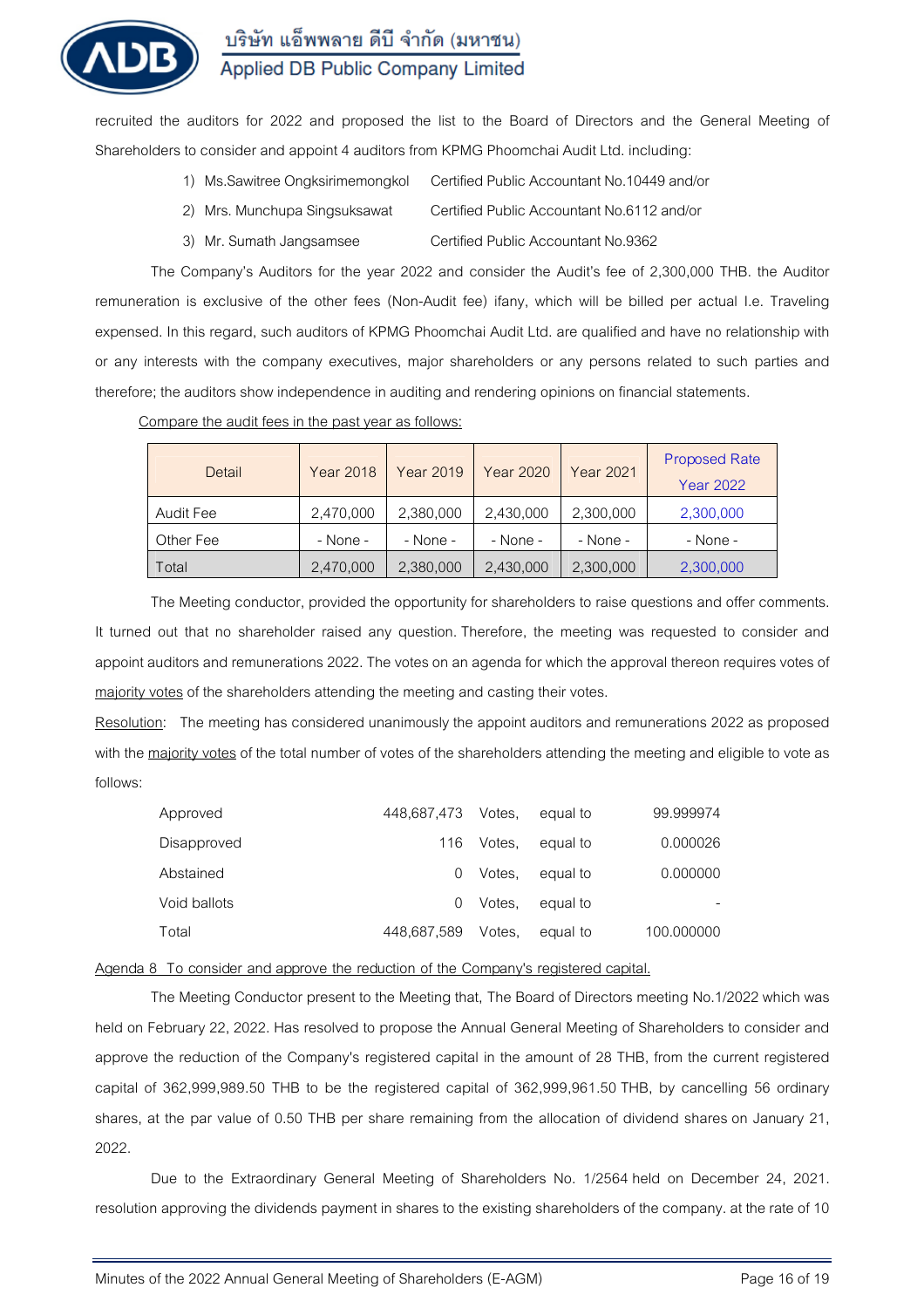recruited the auditors for 2022 and proposed the list to the Board of Directors and the General Meeting of Shareholders to consider and appoint 4 auditors from KPMG Phoomchai Audit Ltd. including:

1) Ms.Sawitree Ongksirimemongkol Certified Public Accountant No.10449 and/or
2) Mrs. Munchupa Singsuksawat Certified Public Accountant No.6112 and/or
3) Mr. Sumath Jangsamsee Certified Public Accountant No.9362

The Company's Auditors for the year 2022 and consider the Audit's fee of 2,300,000 THB. the Auditor remuneration is exclusive of the other fees (Non-Audit fee) ifany, which will be billed per actual I.e. Traveling expensed. In this regard, such auditors of KPMG Phoomchai Audit Ltd. are qualified and have no relationship with or any interests with the company executives, major shareholders or any persons related to such parties and therefore; the auditors show independence in auditing and rendering opinions on financial statements.

Compare the audit fees in the past year as follows:

| Detail | Year 2018 | Year 2019 | Year 2020 | Year 2021 | Proposed Rate Year 2022 |
|---|---|---|---|---|---|
| Audit Fee | 2,470,000 | 2,380,000 | 2,430,000 | 2,300,000 | 2,300,000 |
| Other Fee | - None - | - None - | - None - | - None - | - None - |
| Total | 2,470,000 | 2,380,000 | 2,430,000 | 2,300,000 | 2,300,000 |

The Meeting conductor, provided the opportunity for shareholders to raise questions and offer comments. It turned out that no shareholder raised any question. Therefore, the meeting was requested to consider and appoint auditors and remunerations 2022. The votes on an agenda for which the approval thereon requires votes of majority votes of the shareholders attending the meeting and casting their votes.

Resolution: The meeting has considered unanimously the appoint auditors and remunerations 2022 as proposed with the majority votes of the total number of votes of the shareholders attending the meeting and eligible to vote as follows:

| | | | | |
|---|---|---|---|---|
| Approved | 448,687,473 | Votes, | equal to | 99.999974 |
| Disapproved | 116 | Votes, | equal to | 0.000026 |
| Abstained | 0 | Votes, | equal to | 0.000000 |
| Void ballots | 0 | Votes, | equal to | - |
| Total | 448,687,589 | Votes, | equal to | 100.000000 |

Agenda 8 To consider and approve the reduction of the Company's registered capital.

The Meeting Conductor present to the Meeting that, The Board of Directors meeting No.1/2022 which was held on February 22, 2022. Has resolved to propose the Annual General Meeting of Shareholders to consider and approve the reduction of the Company's registered capital in the amount of 28 THB, from the current registered capital of 362,999,989.50 THB to be the registered capital of 362,999,961.50 THB, by cancelling 56 ordinary shares, at the par value of 0.50 THB per share remaining from the allocation of dividend shares on January 21, 2022.

Due to the Extraordinary General Meeting of Shareholders No. 1/2564 held on December 24, 2021. resolution approving the dividends payment in shares to the existing shareholders of the company. at the rate of 10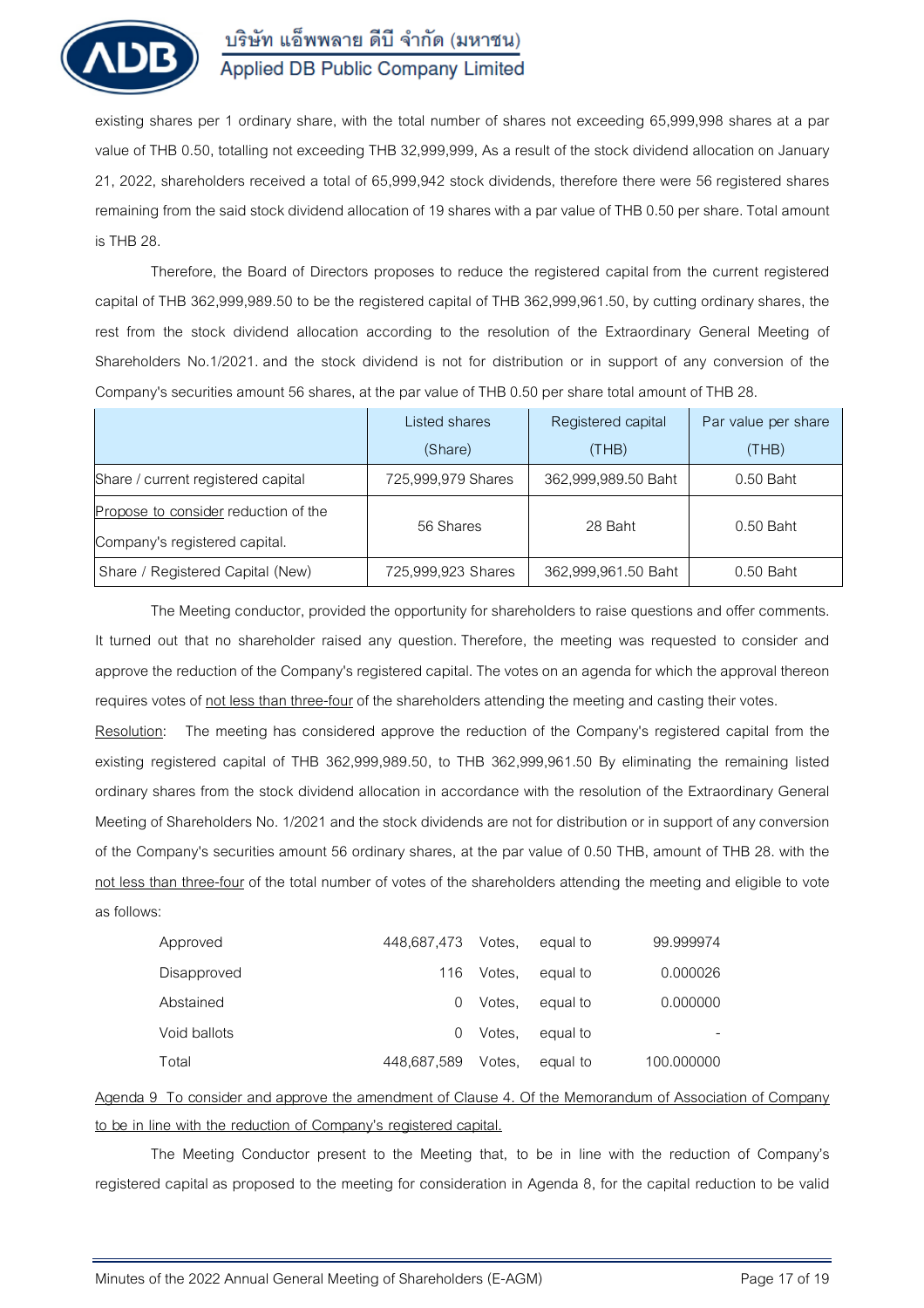existing shares per 1 ordinary share, with the total number of shares not exceeding 65,999,998 shares at a par value of THB 0.50, totalling not exceeding THB 32,999,999, As a result of the stock dividend allocation on January 21, 2022, shareholders received a total of 65,999,942 stock dividends, therefore there were 56 registered shares remaining from the said stock dividend allocation of 19 shares with a par value of THB 0.50 per share. Total amount is THB 28.

Therefore, the Board of Directors proposes to reduce the registered capital from the current registered capital of THB 362,999,989.50 to be the registered capital of THB 362,999,961.50, by cutting ordinary shares, the rest from the stock dividend allocation according to the resolution of the Extraordinary General Meeting of Shareholders No.1/2021. and the stock dividend is not for distribution or in support of any conversion of the Company's securities amount 56 shares, at the par value of THB 0.50 per share total amount of THB 28.

| | Listed shares (Share) | Registered capital (THB) | Par value per share (THB) |
|---|---|---|---|
| Share / current registered capital | 725,999,979 Shares | 362,999,989.50 Baht | 0.50 Baht |
| Propose to consider reduction of the Company's registered capital. | 56 Shares | 28 Baht | 0.50 Baht |
| Share / Registered Capital (New) | 725,999,923 Shares | 362,999,961.50 Baht | 0.50 Baht |

The Meeting conductor, provided the opportunity for shareholders to raise questions and offer comments. It turned out that no shareholder raised any question. Therefore, the meeting was requested to consider and approve the reduction of the Company's registered capital. The votes on an agenda for which the approval thereon requires votes of not less than three-four of the shareholders attending the meeting and casting their votes.

Resolution: The meeting has considered approve the reduction of the Company's registered capital from the existing registered capital of THB 362,999,989.50, to THB 362,999,961.50 By eliminating the remaining listed ordinary shares from the stock dividend allocation in accordance with the resolution of the Extraordinary General Meeting of Shareholders No. 1/2021 and the stock dividends are not for distribution or in support of any conversion of the Company's securities amount 56 ordinary shares, at the par value of 0.50 THB, amount of THB 28. with the not less than three-four of the total number of votes of the shareholders attending the meeting and eligible to vote as follows:

| | | | | |
|---|---|---|---|---|
| Approved | 448,687,473 | Votes, | equal to | 99.999974 |
| Disapproved | 116 | Votes, | equal to | 0.000026 |
| Abstained | 0 | Votes, | equal to | 0.000000 |
| Void ballots | 0 | Votes, | equal to | - |
| Total | 448,687,589 | Votes, | equal to | 100.000000 |

Agenda 9 To consider and approve the amendment of Clause 4. Of the Memorandum of Association of Company to be in line with the reduction of Company's registered capital.

The Meeting Conductor present to the Meeting that, to be in line with the reduction of Company's registered capital as proposed to the meeting for consideration in Agenda 8, for the capital reduction to be valid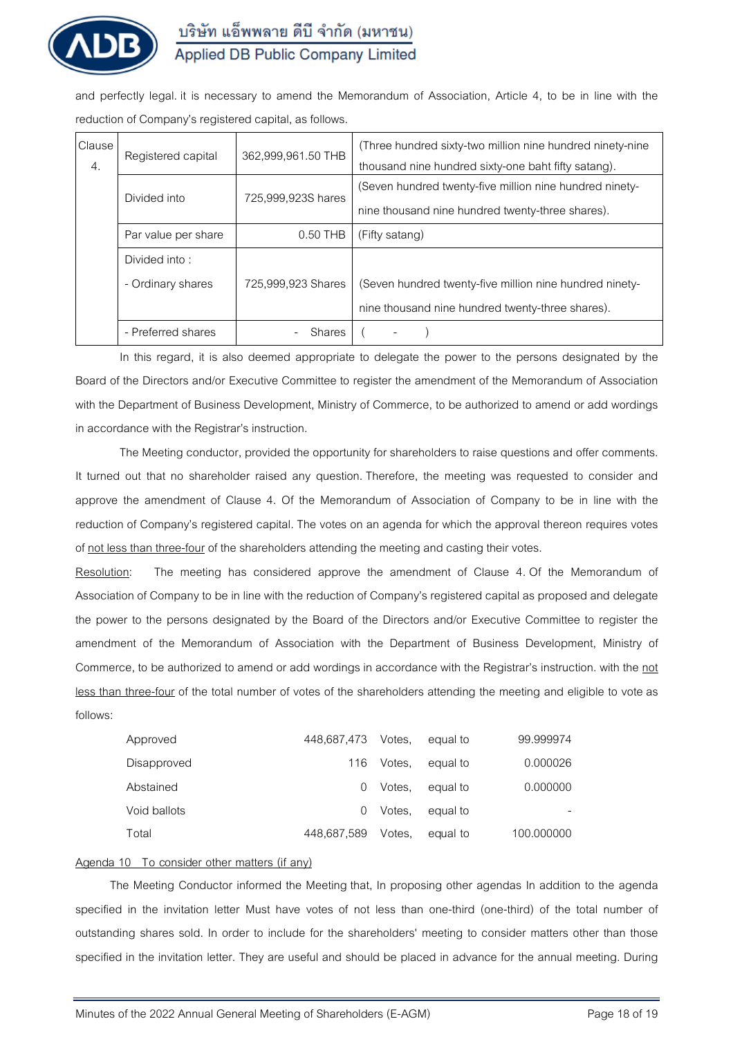and perfectly legal. it is necessary to amend the Memorandum of Association, Article 4, to be in line with the reduction of Company's registered capital, as follows.

| Clause 4. | Registered capital | 362,999,961.50 THB | (Three hundred sixty-two million nine hundred ninety-nine thousand nine hundred sixty-one baht fifty satang). |
|---|---|---|---|
| | Divided into | 725,999,923S hares | (Seven hundred twenty-five million nine hundred ninety-nine thousand nine hundred twenty-three shares). |
| | Par value per share | 0.50 THB | (Fifty satang) |
| | Divided into : <br> - Ordinary shares | 725,999,923 Shares | (Seven hundred twenty-five million nine hundred ninety-nine thousand nine hundred twenty-three shares). |
| | - Preferred shares | - Shares | ( - ) |

In this regard, it is also deemed appropriate to delegate the power to the persons designated by the Board of the Directors and/or Executive Committee to register the amendment of the Memorandum of Association with the Department of Business Development, Ministry of Commerce, to be authorized to amend or add wordings in accordance with the Registrar's instruction.

The Meeting conductor, provided the opportunity for shareholders to raise questions and offer comments. It turned out that no shareholder raised any question. Therefore, the meeting was requested to consider and approve the amendment of Clause 4. Of the Memorandum of Association of Company to be in line with the reduction of Company's registered capital. The votes on an agenda for which the approval thereon requires votes of not less than three-four of the shareholders attending the meeting and casting their votes.

Resolution: The meeting has considered approve the amendment of Clause 4. Of the Memorandum of Association of Company to be in line with the reduction of Company's registered capital as proposed and delegate the power to the persons designated by the Board of the Directors and/or Executive Committee to register the amendment of the Memorandum of Association with the Department of Business Development, Ministry of Commerce, to be authorized to amend or add wordings in accordance with the Registrar's instruction. with the not less than three-four of the total number of votes of the shareholders attending the meeting and eligible to vote as follows:

| | | | | |
|---|---|---|---|---|
| Approved | 448,687,473 | Votes, | equal to | 99.999974 |
| Disapproved | 116 | Votes, | equal to | 0.000026 |
| Abstained | 0 | Votes, | equal to | 0.000000 |
| Void ballots | 0 | Votes, | equal to | - |
| Total | 448,687,589 | Votes, | equal to | 100.000000 |

Agenda 10 To consider other matters (if any)

The Meeting Conductor informed the Meeting that, In proposing other agendas In addition to the agenda specified in the invitation letter Must have votes of not less than one-third (one-third) of the total number of outstanding shares sold. In order to include for the shareholders' meeting to consider matters other than those specified in the invitation letter. They are useful and should be placed in advance for the annual meeting. During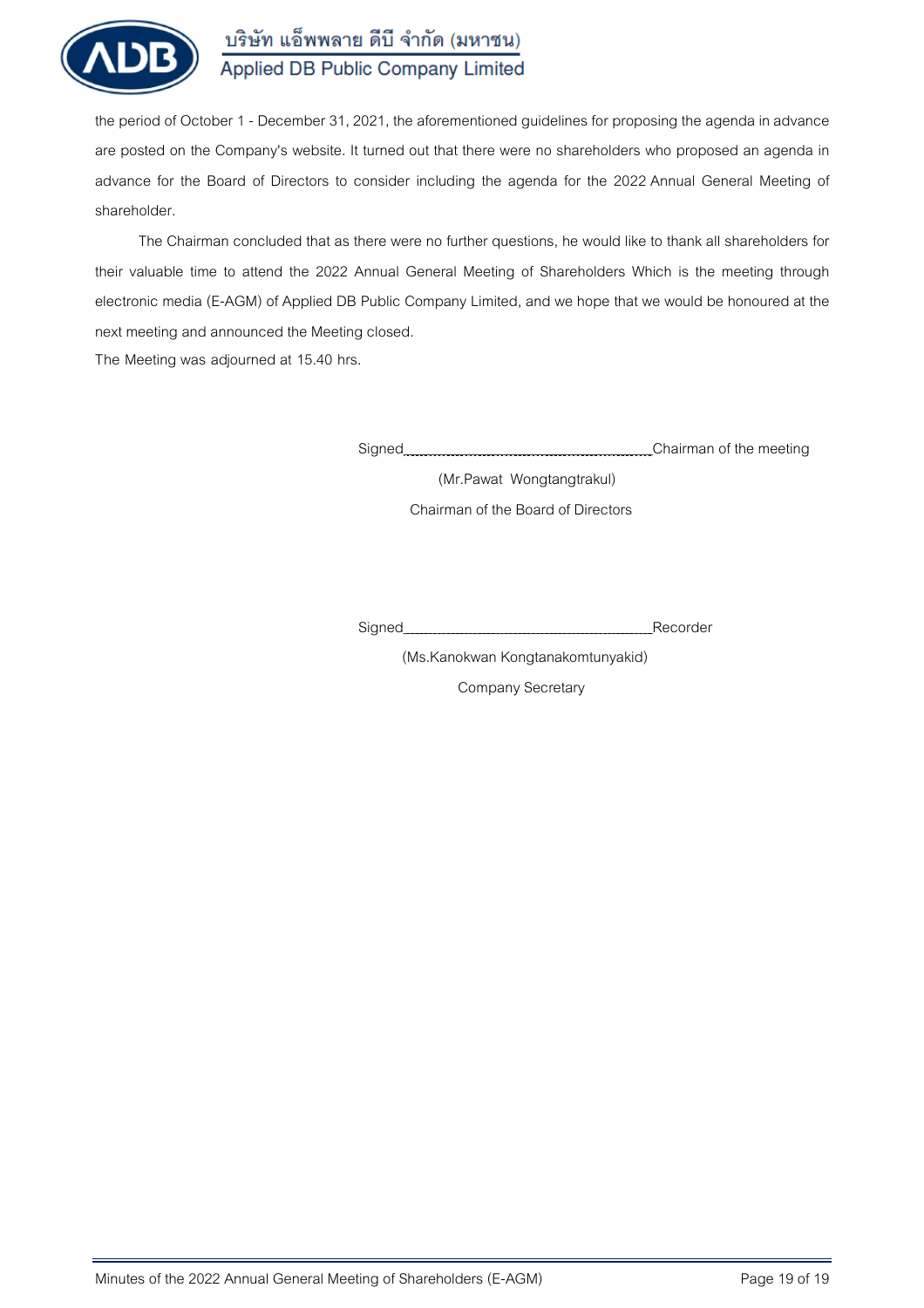the period of October 1 - December 31, 2021, the aforementioned guidelines for proposing the agenda in advance are posted on the Company's website. It turned out that there were no shareholders who proposed an agenda in advance for the Board of Directors to consider including the agenda for the 2022 Annual General Meeting of shareholder.

The Chairman concluded that as there were no further questions, he would like to thank all shareholders for their valuable time to attend the 2022 Annual General Meeting of Shareholders Which is the meeting through electronic media (E-AGM) of Applied DB Public Company Limited, and we hope that we would be honoured at the next meeting and announced the Meeting closed.

The Meeting was adjourned at 15.40 hrs.

Signed________________________Chairman of the meeting

(Mr.Pawat Wongtangtrakul)

Chairman of the Board of Directors

Signed________________________Recorder

(Ms.Kanokwan Kongtanakomtunyakid)

Company Secretary